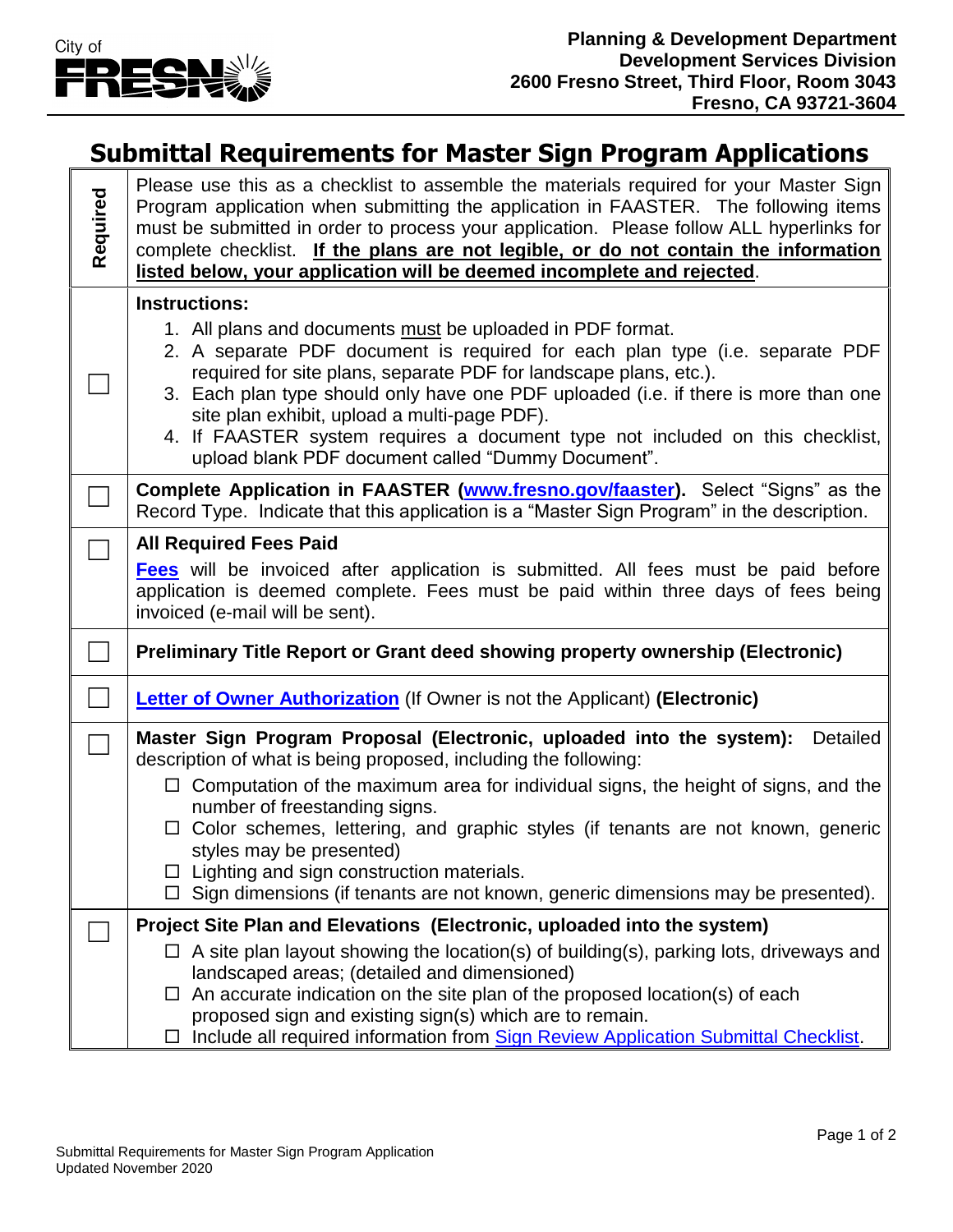City of FRESNO

**Planning & Development Department**
**Development Services Division**
**2600 Fresno Street, Third Floor, Room 3043**
**Fresno, CA 93721-3604**

# Submittal Requirements for Master Sign Program Applications

| Required | |
|---|---|
| | Please use this as a checklist to assemble the materials required for your Master Sign Program application when submitting the application in FAASTER. The following items must be submitted in order to process your application. Please follow ALL hyperlinks for complete checklist. **If the plans are not legible, or do not contain the information listed below, your application will be deemed incomplete and rejected**. |
| ☐ | **Instructions:**<br>1. All plans and documents must be uploaded in PDF format.<br>2. A separate PDF document is required for each plan type (i.e. separate PDF required for site plans, separate PDF for landscape plans, etc.).<br>3. Each plan type should only have one PDF uploaded (i.e. if there is more than one site plan exhibit, upload a multi-page PDF).<br>4. If FAASTER system requires a document type not included on this checklist, upload blank PDF document called "Dummy Document". |
| ☐ | **Complete Application in FAASTER (www.fresno.gov/faaster).** Select "Signs" as the Record Type. Indicate that this application is a "Master Sign Program" in the description. |
| ☐ | **All Required Fees Paid**<br>**Fees** will be invoiced after application is submitted. All fees must be paid before application is deemed complete. Fees must be paid within three days of fees being invoiced (e-mail will be sent). |
| ☐ | **Preliminary Title Report or Grant deed showing property ownership (Electronic)** |
| ☐ | **Letter of Owner Authorization** (If Owner is not the Applicant) **(Electronic)** |
| ☐ | **Master Sign Program Proposal (Electronic, uploaded into the system):** Detailed description of what is being proposed, including the following:<br>☐ Computation of the maximum area for individual signs, the height of signs, and the number of freestanding signs.<br>☐ Color schemes, lettering, and graphic styles (if tenants are not known, generic styles may be presented)<br>☐ Lighting and sign construction materials.<br>☐ Sign dimensions (if tenants are not known, generic dimensions may be presented). |
| ☐ | **Project Site Plan and Elevations (Electronic, uploaded into the system)**<br>☐ A site plan layout showing the location(s) of building(s), parking lots, driveways and landscaped areas; (detailed and dimensioned)<br>☐ An accurate indication on the site plan of the proposed location(s) of each proposed sign and existing sign(s) which are to remain.<br>☐ Include all required information from Sign Review Application Submittal Checklist. |

Submittal Requirements for Master Sign Program Application
Updated November 2020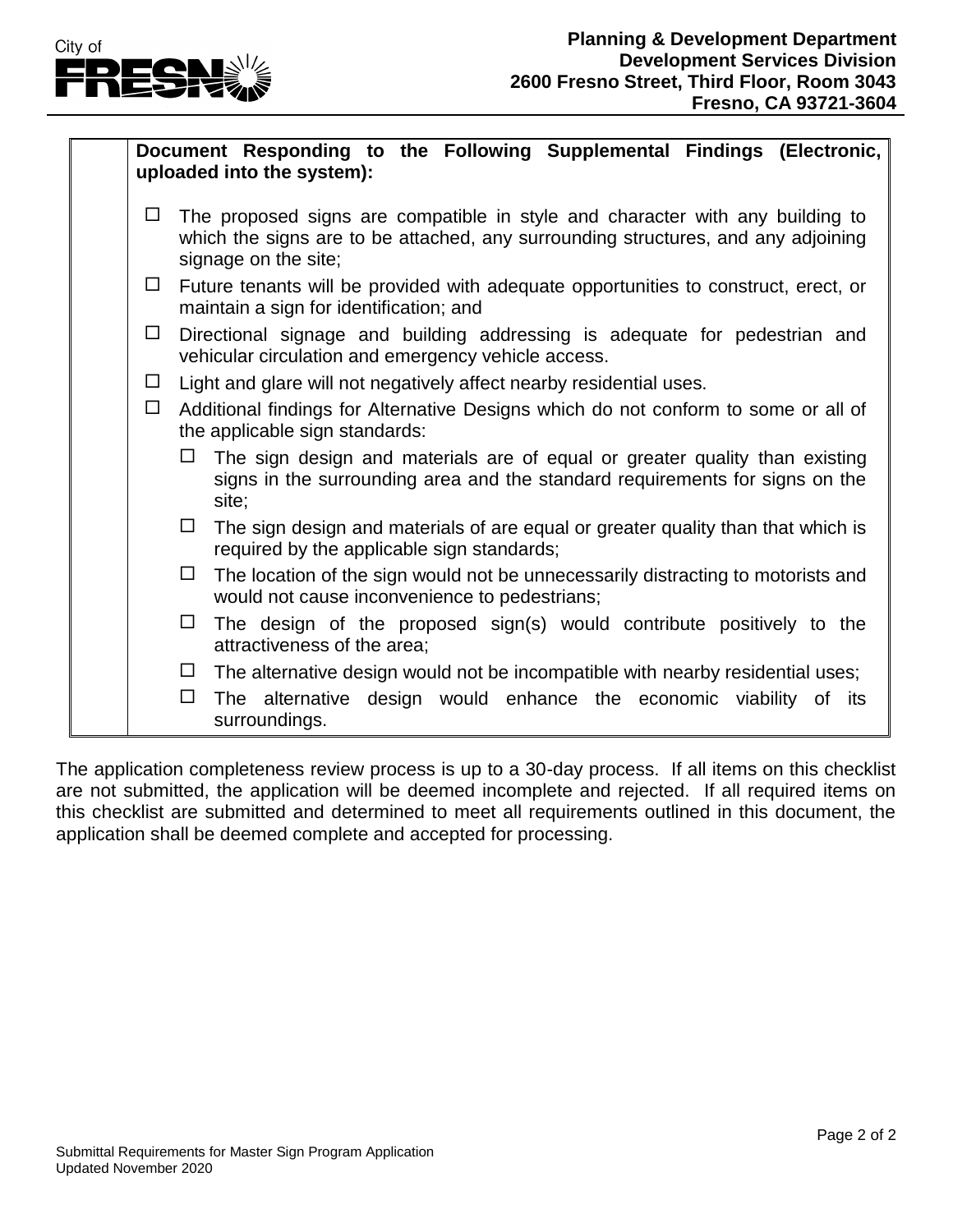**Document Responding to the Following Supplemental Findings (Electronic, uploaded into the system):**

- ☐ The proposed signs are compatible in style and character with any building to which the signs are to be attached, any surrounding structures, and any adjoining signage on the site;
- ☐ Future tenants will be provided with adequate opportunities to construct, erect, or maintain a sign for identification; and
- ☐ Directional signage and building addressing is adequate for pedestrian and vehicular circulation and emergency vehicle access.
- ☐ Light and glare will not negatively affect nearby residential uses.
- ☐ Additional findings for Alternative Designs which do not conform to some or all of the applicable sign standards:
  - ☐ The sign design and materials are of equal or greater quality than existing signs in the surrounding area and the standard requirements for signs on the site;
  - ☐ The sign design and materials of are equal or greater quality than that which is required by the applicable sign standards;
  - ☐ The location of the sign would not be unnecessarily distracting to motorists and would not cause inconvenience to pedestrians;
  - ☐ The design of the proposed sign(s) would contribute positively to the attractiveness of the area;
  - ☐ The alternative design would not be incompatible with nearby residential uses;
  - ☐ The alternative design would enhance the economic viability of its surroundings.

The application completeness review process is up to a 30-day process. If all items on this checklist are not submitted, the application will be deemed incomplete and rejected. If all required items on this checklist are submitted and determined to meet all requirements outlined in this document, the application shall be deemed complete and accepted for processing.